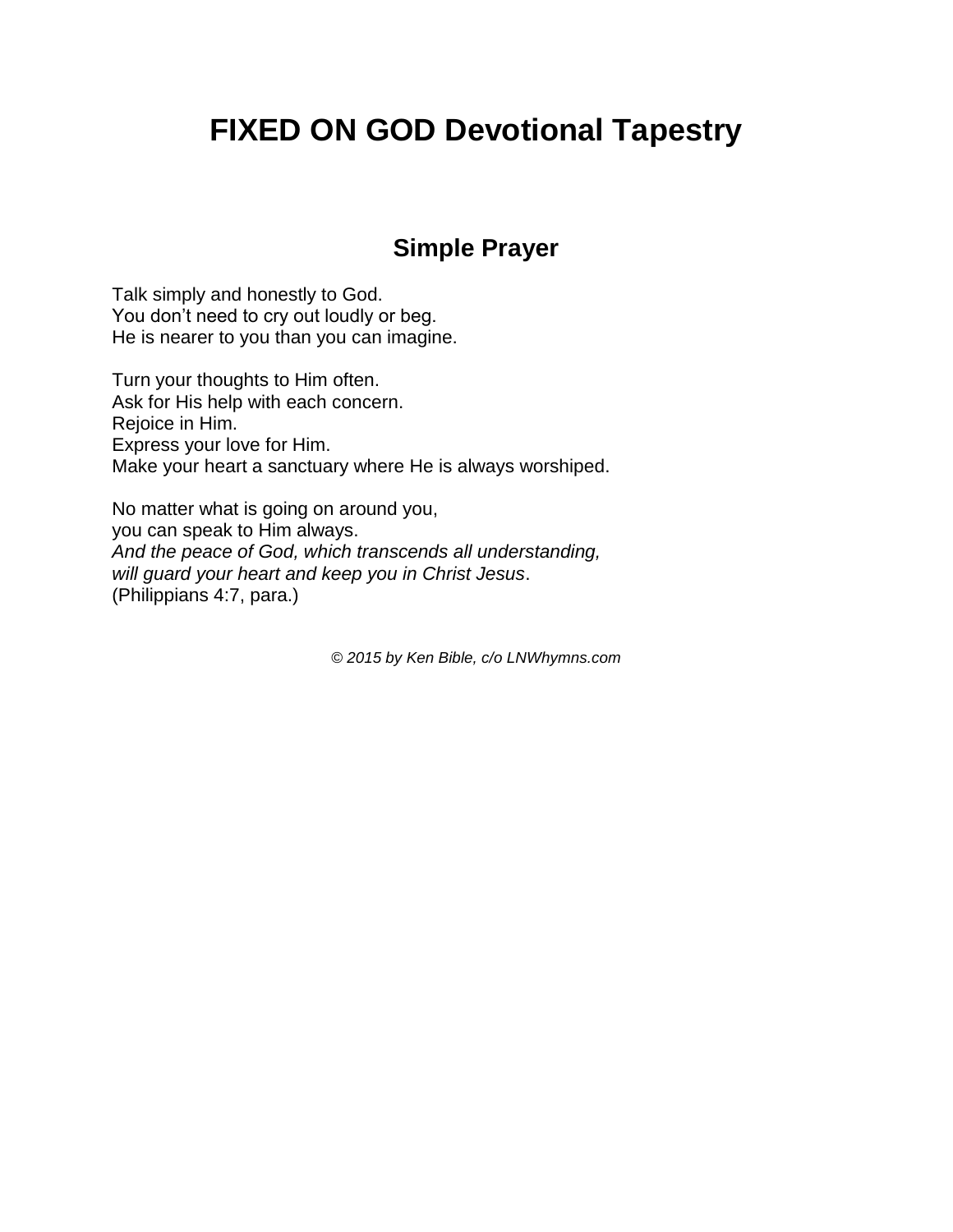# FIXED ON GOD Devotional Tapestry

## Simple Prayer

Talk simply and honestly to God.
You don't need to cry out loudly or beg.
He is nearer to you than you can imagine.

Turn your thoughts to Him often.
Ask for His help with each concern.
Rejoice in Him.
Express your love for Him.
Make your heart a sanctuary where He is always worshiped.

No matter what is going on around you,
you can speak to Him always.
*And the peace of God, which transcends all understanding,*
*will guard your heart and keep you in Christ Jesus*.
(Philippians 4:7, para.)

*© 2015 by Ken Bible, c/o LNWhymns.com*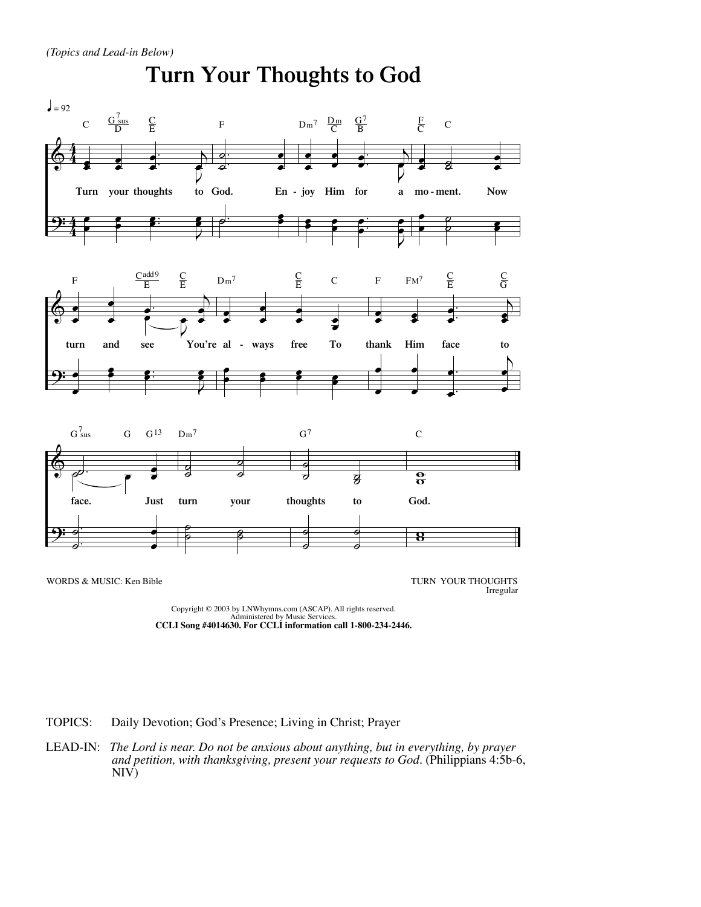*(Topics and Lead-in Below)*

# Turn Your Thoughts to God

♩ = 92

Turn your thoughts to God. Enjoy Him for a moment. Now turn and see You're always free To thank Him face to face. Just turn your thoughts to God.

WORDS & MUSIC: Ken Bible

TURN YOUR THOUGHTS
Irregular

Copyright © 2003 by LNWhymns.com (ASCAP). All rights reserved.
Administered by Music Services.
**CCLI Song #4014630. For CCLI information call 1-800-234-2446.**

TOPICS: Daily Devotion; God's Presence; Living in Christ; Prayer

LEAD-IN: *The Lord is near. Do not be anxious about anything, but in everything, by prayer and petition, with thanksgiving, present your requests to God.* (Philippians 4:5b-6, NIV)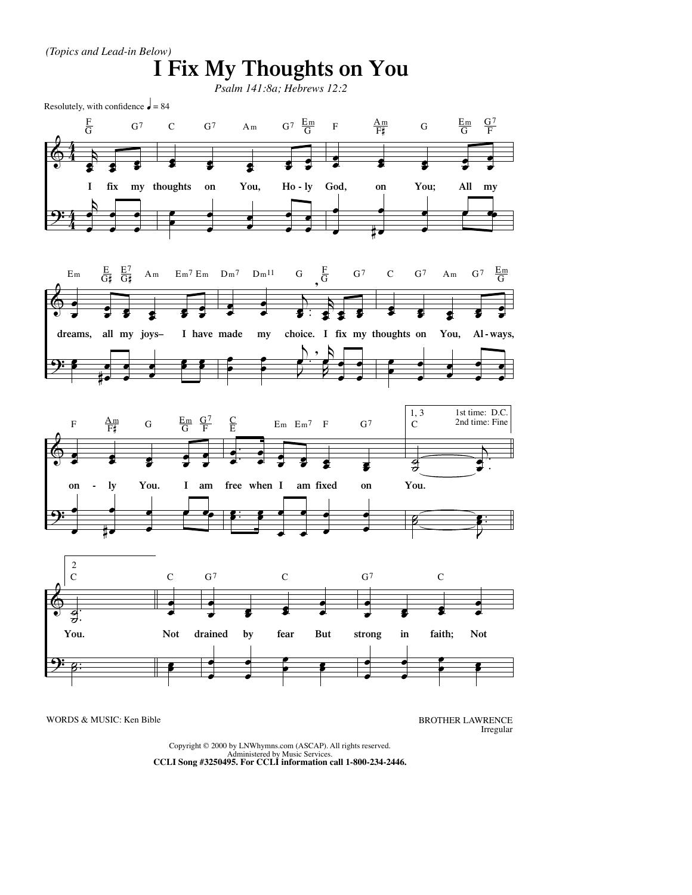*(Topics and Lead-in Below)*

# I Fix My Thoughts on You

*Psalm 141:8a; Hebrews 12:2*

Resolutely, with confidence ♩ = 84

I fix my thoughts on You, Ho - ly God, on You; All my dreams, all my joys– I have made my choice. I fix my thoughts on You, Al - ways, on - ly You. I am free when I am fixed on You.

1, 3 — 1st time: D.C. 2nd time: Fine

2

You. Not drained by fear But strong in faith; Not

WORDS & MUSIC: Ken Bible

BROTHER LAWRENCE
Irregular

Copyright © 2000 by LNWhymns.com (ASCAP). All rights reserved.
Administered by Music Services.
**CCLI Song #3250495. For CCLI information call 1-800-234-2446.**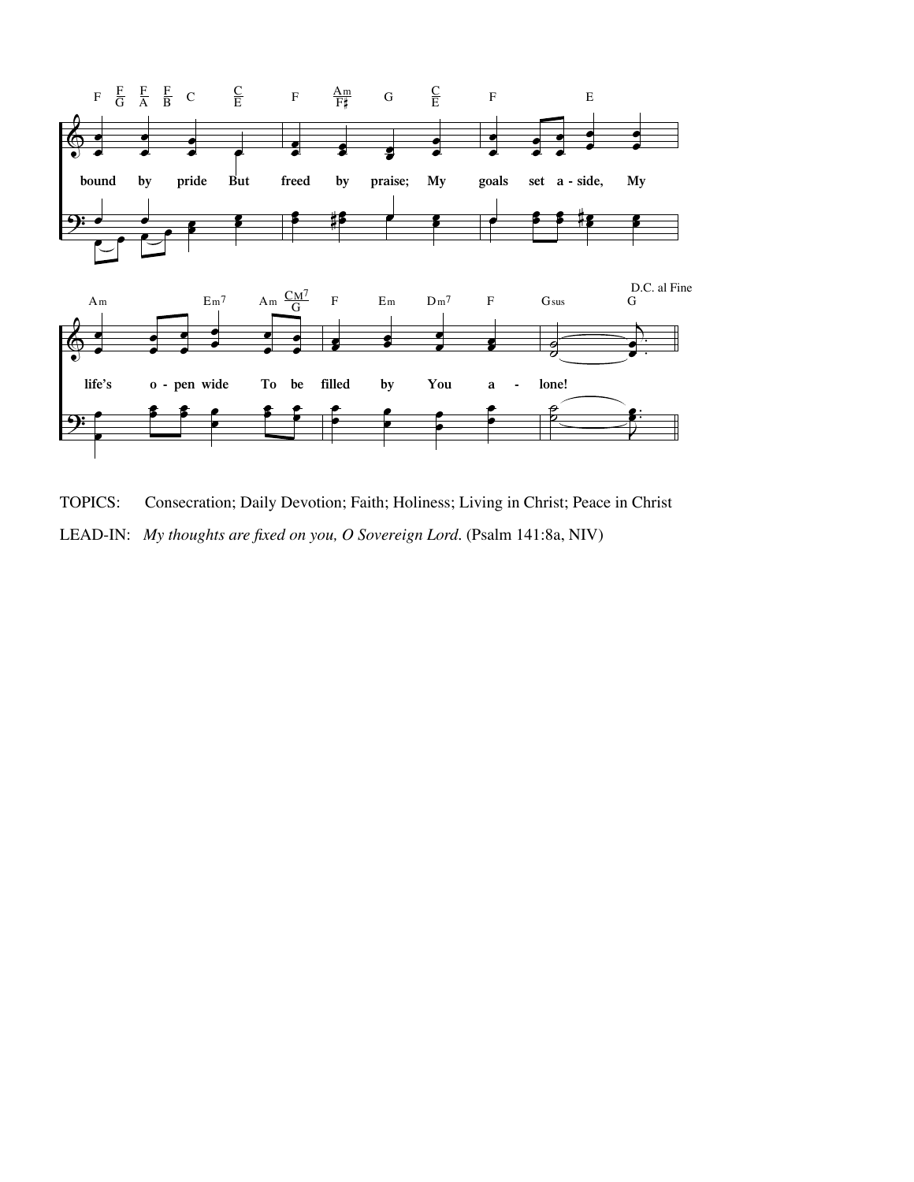F F/G F/A F/B C C/E F Am/F♯ G C/E F E

bound by pride But freed by praise; My goals set a - side, My

Am Em7 Am CM7/G F Em Dm7 F Gsus G

D.C. al Fine

life's o - pen wide To be filled by You a - lone!

TOPICS: Consecration; Daily Devotion; Faith; Holiness; Living in Christ; Peace in Christ

LEAD-IN: *My thoughts are fixed on you, O Sovereign Lord.* (Psalm 141:8a, NIV)